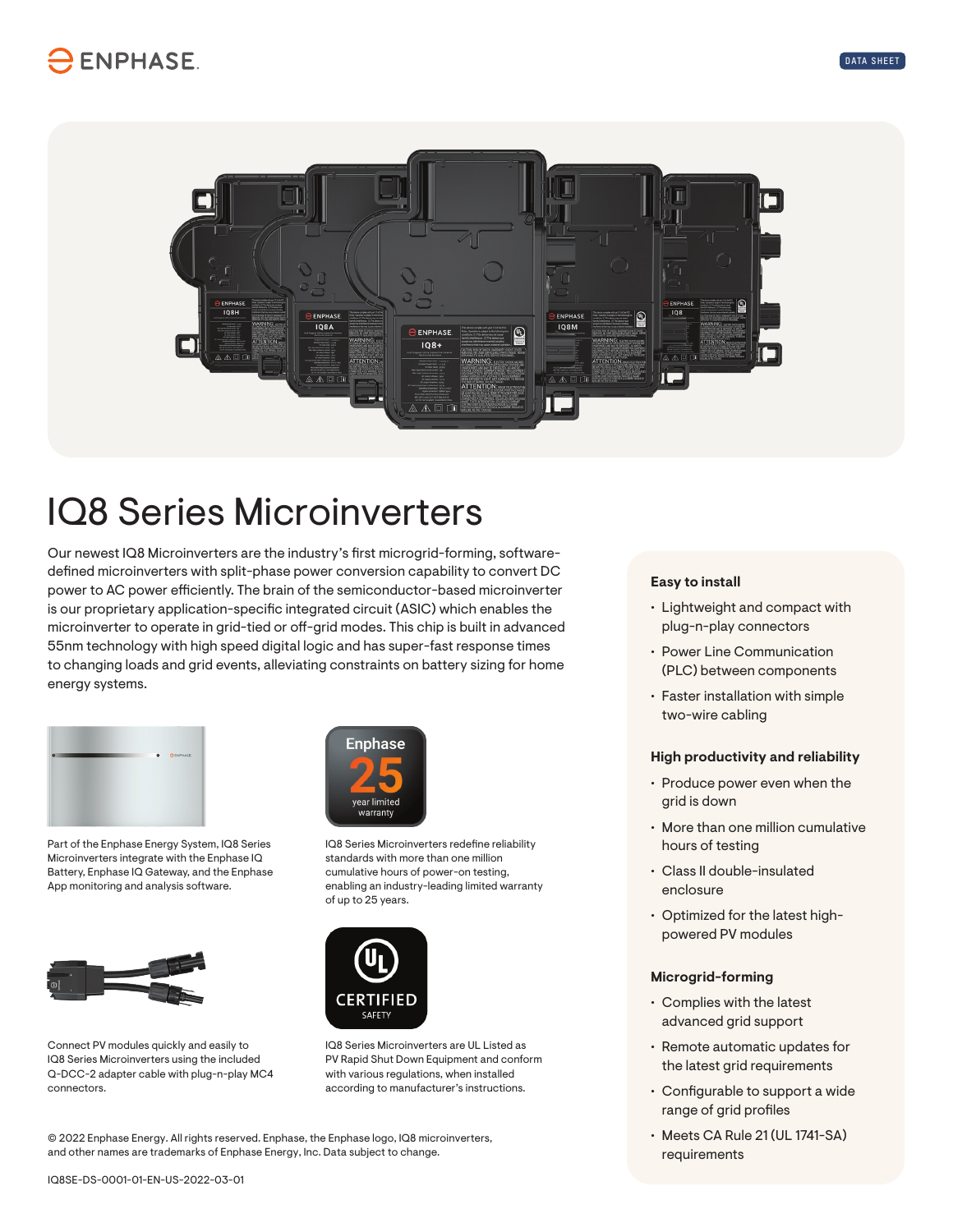# IQ8 Series Microinverters

Our newest IQ8 Microinverters are the industry's first microgrid-forming, software-defined microinverters with split-phase power conversion capability to convert DC power to AC power efficiently. The brain of the semiconductor-based microinverter is our proprietary application-specific integrated circuit (ASIC) which enables the microinverter to operate in grid-tied or off-grid modes. This chip is built in advanced 55nm technology with high speed digital logic and has super-fast response times to changing loads and grid events, alleviating constraints on battery sizing for home energy systems.

Part of the Enphase Energy System, IQ8 Series Microinverters integrate with the Enphase IQ Battery, Enphase IQ Gateway, and the Enphase App monitoring and analysis software.

IQ8 Series Microinverters redefine reliability standards with more than one million cumulative hours of power-on testing, enabling an industry-leading limited warranty of up to 25 years.

Connect PV modules quickly and easily to IQ8 Series Microinverters using the included Q-DCC-2 adapter cable with plug-n-play MC4 connectors.

IQ8 Series Microinverters are UL Listed as PV Rapid Shut Down Equipment and conform with various regulations, when installed according to manufacturer's instructions.

### Easy to install

- Lightweight and compact with plug-n-play connectors
- Power Line Communication (PLC) between components
- Faster installation with simple two-wire cabling

### High productivity and reliability

- Produce power even when the grid is down
- More than one million cumulative hours of testing
- Class II double-insulated enclosure
- Optimized for the latest high-powered PV modules

### Microgrid-forming

- Complies with the latest advanced grid support
- Remote automatic updates for the latest grid requirements
- Configurable to support a wide range of grid profiles
- Meets CA Rule 21 (UL 1741-SA) requirements

© 2022 Enphase Energy. All rights reserved. Enphase, the Enphase logo, IQ8 microinverters, and other names are trademarks of Enphase Energy, Inc. Data subject to change.

IQ8SE-DS-0001-01-EN-US-2022-03-01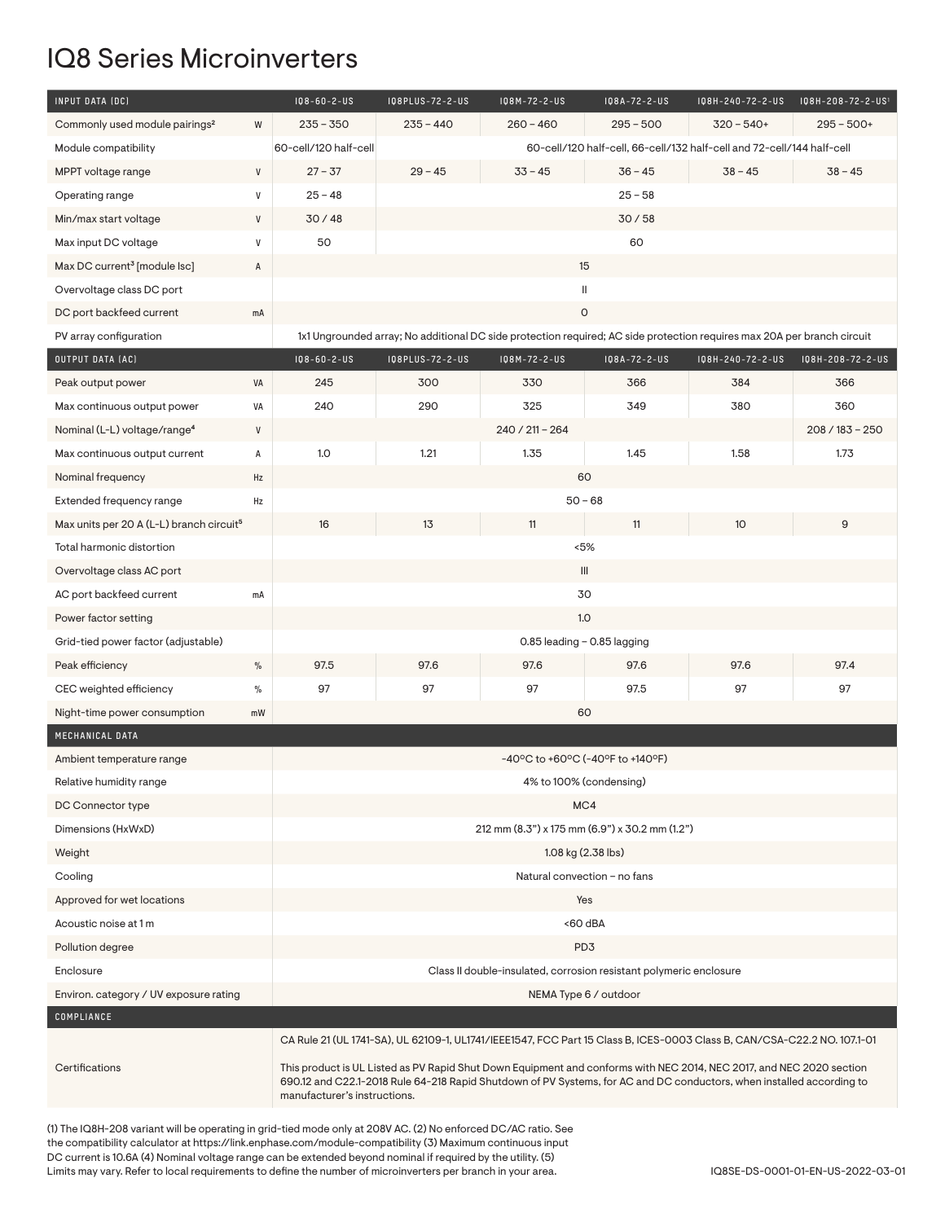# IQ8 Series Microinverters

| INPUT DATA (DC) | | IQ8-60-2-US | IQ8PLUS-72-2-US | IQ8M-72-2-US | IQ8A-72-2-US | IQ8H-240-72-2-US | IQ8H-208-72-2-US[1] |
|---|---|---|---|---|---|---|---|
| Commonly used module pairings[2] | W | 235 – 350 | 235 – 440 | 260 – 460 | 295 – 500 | 320 – 540+ | 295 – 500+ |
| Module compatibility | | 60-cell/120 half-cell | 60-cell/120 half-cell, 66-cell/132 half-cell and 72-cell/144 half-cell | | | | |
| MPPT voltage range | V | 27 – 37 | 29 – 45 | 33 – 45 | 36 – 45 | 38 – 45 | 38 – 45 |
| Operating range | V | 25 – 48 | 25 – 58 | | | | |
| Min/max start voltage | V | 30 / 48 | 30 / 58 | | | | |
| Max input DC voltage | V | 50 | 60 | | | | |
| Max DC current[3] [module Isc] | A | 15 | | | | | |
| Overvoltage class DC port | | II | | | | | |
| DC port backfeed current | mA | 0 | | | | | |
| PV array configuration | | 1x1 Ungrounded array; No additional DC side protection required; AC side protection requires max 20A per branch circuit | | | | | |
| **OUTPUT DATA (AC)** | | **IQ8-60-2-US** | **IQ8PLUS-72-2-US** | **IQ8M-72-2-US** | **IQ8A-72-2-US** | **IQ8H-240-72-2-US** | **IQ8H-208-72-2-US** |
| Peak output power | VA | 245 | 300 | 330 | 366 | 384 | 366 |
| Max continuous output power | VA | 240 | 290 | 325 | 349 | 380 | 360 |
| Nominal (L-L) voltage/range[4] | V | 240 / 211 – 264 | | | | | 208 / 183 – 250 |
| Max continuous output current | A | 1.0 | 1.21 | 1.35 | 1.45 | 1.58 | 1.73 |
| Nominal frequency | Hz | 60 | | | | | |
| Extended frequency range | Hz | 50 – 68 | | | | | |
| Max units per 20 A (L-L) branch circuit[5] | | 16 | 13 | 11 | 11 | 10 | 9 |
| Total harmonic distortion | | <5% | | | | | |
| Overvoltage class AC port | | III | | | | | |
| AC port backfeed current | mA | 30 | | | | | |
| Power factor setting | | 1.0 | | | | | |
| Grid-tied power factor (adjustable) | | 0.85 leading – 0.85 lagging | | | | | |
| Peak efficiency | % | 97.5 | 97.6 | 97.6 | 97.6 | 97.6 | 97.4 |
| CEC weighted efficiency | % | 97 | 97 | 97 | 97.5 | 97 | 97 |
| Night-time power consumption | mW | 60 | | | | | |
| **MECHANICAL DATA** | | | | | | | |
| Ambient temperature range | | -40ºC to +60ºC (-40ºF to +140ºF) | | | | | |
| Relative humidity range | | 4% to 100% (condensing) | | | | | |
| DC Connector type | | MC4 | | | | | |
| Dimensions (HxWxD) | | 212 mm (8.3") x 175 mm (6.9") x 30.2 mm (1.2") | | | | | |
| Weight | | 1.08 kg (2.38 lbs) | | | | | |
| Cooling | | Natural convection – no fans | | | | | |
| Approved for wet locations | | Yes | | | | | |
| Acoustic noise at 1 m | | <60 dBA | | | | | |
| Pollution degree | | PD3 | | | | | |
| Enclosure | | Class II double-insulated, corrosion resistant polymeric enclosure | | | | | |
| Environ. category / UV exposure rating | | NEMA Type 6 / outdoor | | | | | |
| **COMPLIANCE** | | | | | | | |
| Certifications | | CA Rule 21 (UL 1741-SA), UL 62109-1, UL1741/IEEE1547, FCC Part 15 Class B, ICES-0003 Class B, CAN/CSA-C22.2 NO. 107.1-01<br><br>This product is UL Listed as PV Rapid Shut Down Equipment and conforms with NEC 2014, NEC 2017, and NEC 2020 section 690.12 and C22.1-2018 Rule 64-218 Rapid Shutdown of PV Systems, for AC and DC conductors, when installed according to manufacturer's instructions. | | | | | |

(1) The IQ8H-208 variant will be operating in grid-tied mode only at 208V AC. (2) No enforced DC/AC ratio. See the compatibility calculator at https://link.enphase.com/module-compatibility (3) Maximum continuous input DC current is 10.6A (4) Nominal voltage range can be extended beyond nominal if required by the utility. (5) Limits may vary. Refer to local requirements to define the number of microinverters per branch in your area.

IQ8SE-DS-0001-01-EN-US-2022-03-01